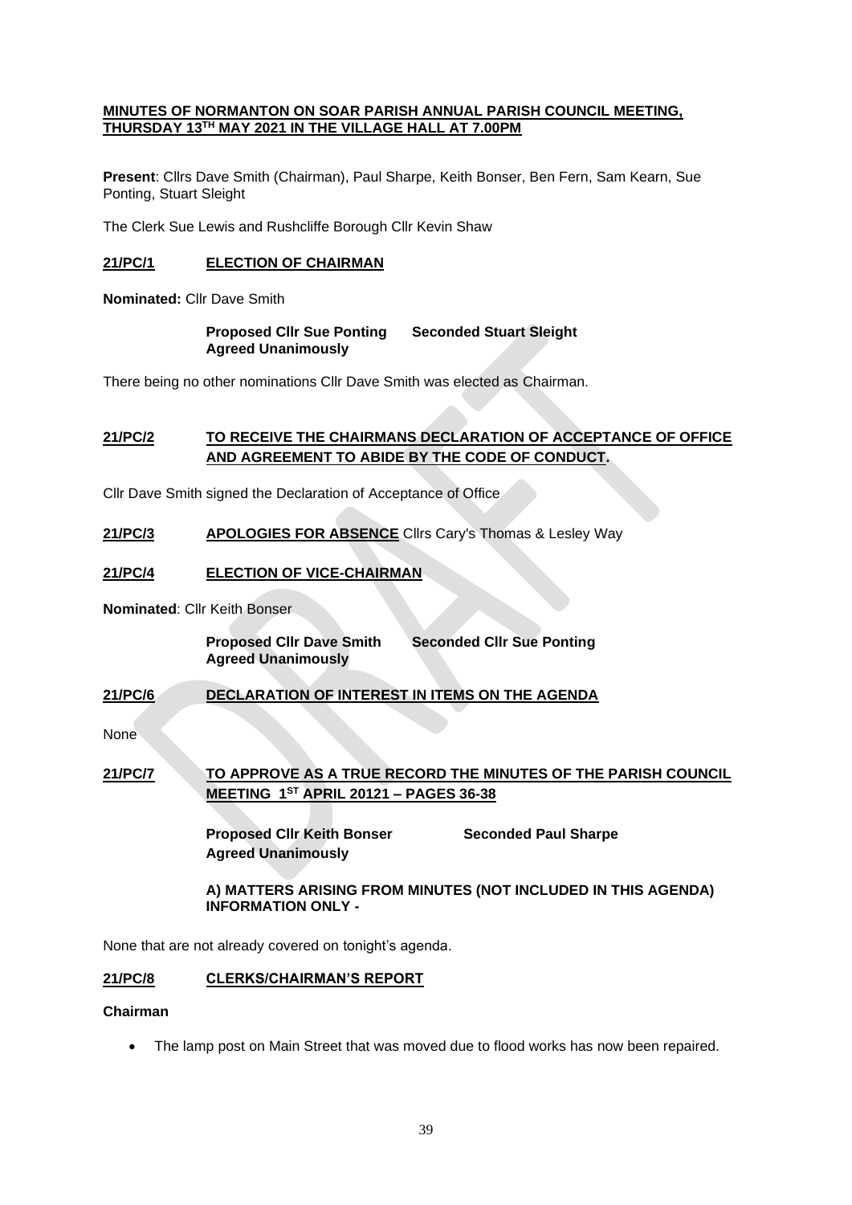**MINUTES OF NORMANTON ON SOAR PARISH ANNUAL PARISH COUNCIL MEETING, THURSDAY 13TH MAY 2021 IN THE VILLAGE HALL AT 7.00PM**

**Present**: Cllrs Dave Smith (Chairman), Paul Sharpe, Keith Bonser, Ben Fern, Sam Kearn, Sue Ponting, Stuart Sleight

The Clerk Sue Lewis and Rushcliffe Borough Cllr Kevin Shaw

**21/PC/1 ELECTION OF CHAIRMAN**

**Nominated:** Cllr Dave Smith

**Proposed Cllr Sue Ponting Seconded Stuart Sleight**
**Agreed Unanimously**

There being no other nominations Cllr Dave Smith was elected as Chairman.

**21/PC/2 TO RECEIVE THE CHAIRMANS DECLARATION OF ACCEPTANCE OF OFFICE AND AGREEMENT TO ABIDE BY THE CODE OF CONDUCT.**

Cllr Dave Smith signed the Declaration of Acceptance of Office

**21/PC/3 APOLOGIES FOR ABSENCE** Cllrs Cary's Thomas & Lesley Way

**21/PC/4 ELECTION OF VICE-CHAIRMAN**

**Nominated**: Cllr Keith Bonser

**Proposed Cllr Dave Smith Seconded Cllr Sue Ponting**
**Agreed Unanimously**

**21/PC/6 DECLARATION OF INTEREST IN ITEMS ON THE AGENDA**

None

**21/PC/7 TO APPROVE AS A TRUE RECORD THE MINUTES OF THE PARISH COUNCIL MEETING 1ST APRIL 20121 – PAGES 36-38**

**Proposed Cllr Keith Bonser Seconded Paul Sharpe**
**Agreed Unanimously**

**A) MATTERS ARISING FROM MINUTES (NOT INCLUDED IN THIS AGENDA) INFORMATION ONLY -**

None that are not already covered on tonight's agenda.

**21/PC/8 CLERKS/CHAIRMAN'S REPORT**

**Chairman**

- The lamp post on Main Street that was moved due to flood works has now been repaired.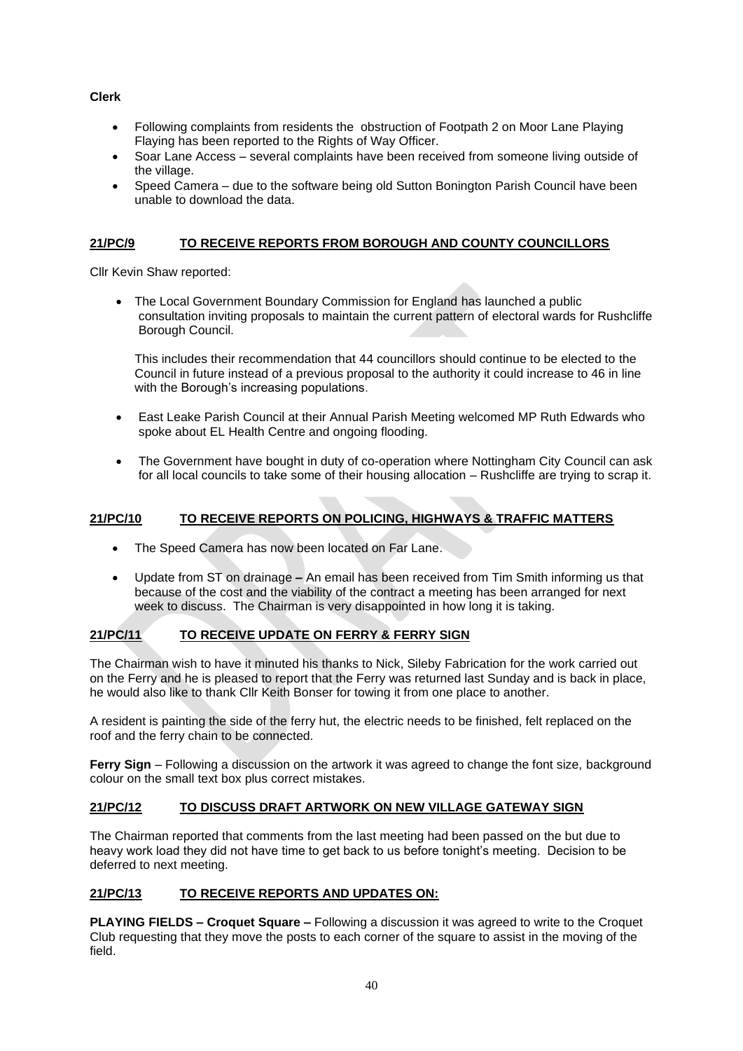**Clerk**

- Following complaints from residents the  obstruction of Footpath 2 on Moor Lane Playing Flaying has been reported to the Rights of Way Officer.
- Soar Lane Access – several complaints have been received from someone living outside of the village.
- Speed Camera – due to the software being old Sutton Bonington Parish Council have been unable to download the data.

## 21/PC/9 TO RECEIVE REPORTS FROM BOROUGH AND COUNTY COUNCILLORS

Cllr Kevin Shaw reported:

- The Local Government Boundary Commission for England has launched a public consultation inviting proposals to maintain the current pattern of electoral wards for Rushcliffe Borough Council.

  This includes their recommendation that 44 councillors should continue to be elected to the Council in future instead of a previous proposal to the authority it could increase to 46 in line with the Borough's increasing populations.

- East Leake Parish Council at their Annual Parish Meeting welcomed MP Ruth Edwards who spoke about EL Health Centre and ongoing flooding.

- The Government have bought in duty of co-operation where Nottingham City Council can ask for all local councils to take some of their housing allocation – Rushcliffe are trying to scrap it.

## 21/PC/10 TO RECEIVE REPORTS ON POLICING, HIGHWAYS & TRAFFIC MATTERS

- The Speed Camera has now been located on Far Lane.

- Update from ST on drainage **–** An email has been received from Tim Smith informing us that because of the cost and the viability of the contract a meeting has been arranged for next week to discuss. The Chairman is very disappointed in how long it is taking.

## 21/PC/11 TO RECEIVE UPDATE ON FERRY & FERRY SIGN

The Chairman wish to have it minuted his thanks to Nick, Sileby Fabrication for the work carried out on the Ferry and he is pleased to report that the Ferry was returned last Sunday and is back in place, he would also like to thank Cllr Keith Bonser for towing it from one place to another.

A resident is painting the side of the ferry hut, the electric needs to be finished, felt replaced on the roof and the ferry chain to be connected.

**Ferry Sign** – Following a discussion on the artwork it was agreed to change the font size, background colour on the small text box plus correct mistakes.

## 21/PC/12 TO DISCUSS DRAFT ARTWORK ON NEW VILLAGE GATEWAY SIGN

The Chairman reported that comments from the last meeting had been passed on the but due to heavy work load they did not have time to get back to us before tonight's meeting. Decision to be deferred to next meeting.

## 21/PC/13 TO RECEIVE REPORTS AND UPDATES ON:

**PLAYING FIELDS – Croquet Square –** Following a discussion it was agreed to write to the Croquet Club requesting that they move the posts to each corner of the square to assist in the moving of the field.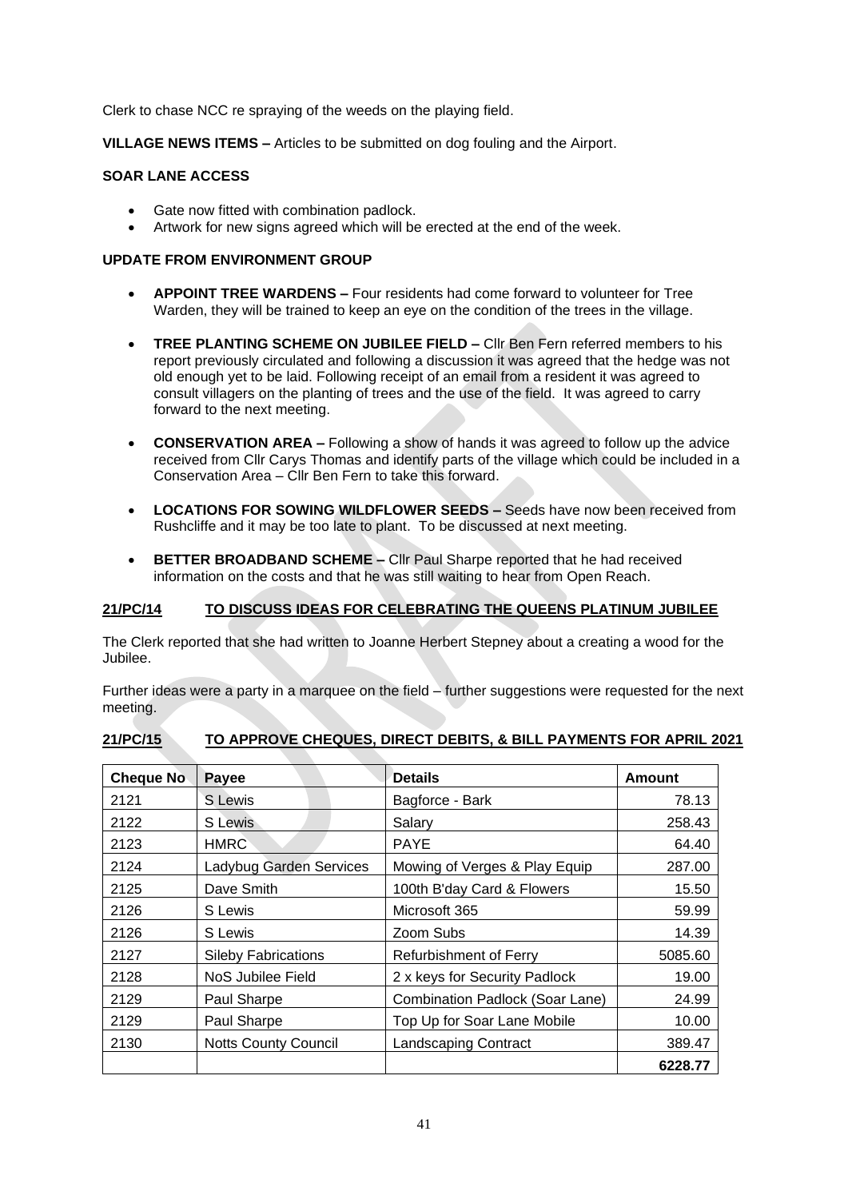Clerk to chase NCC re spraying of the weeds on the playing field.

**VILLAGE NEWS ITEMS –** Articles to be submitted on dog fouling and the Airport.

**SOAR LANE ACCESS**

- Gate now fitted with combination padlock.
- Artwork for new signs agreed which will be erected at the end of the week.

**UPDATE FROM ENVIRONMENT GROUP**

- **APPOINT TREE WARDENS –** Four residents had come forward to volunteer for Tree Warden, they will be trained to keep an eye on the condition of the trees in the village.

- **TREE PLANTING SCHEME ON JUBILEE FIELD –** Cllr Ben Fern referred members to his report previously circulated and following a discussion it was agreed that the hedge was not old enough yet to be laid. Following receipt of an email from a resident it was agreed to consult villagers on the planting of trees and the use of the field. It was agreed to carry forward to the next meeting.

- **CONSERVATION AREA –** Following a show of hands it was agreed to follow up the advice received from Cllr Carys Thomas and identify parts of the village which could be included in a Conservation Area – Cllr Ben Fern to take this forward.

- **LOCATIONS FOR SOWING WILDFLOWER SEEDS –** Seeds have now been received from Rushcliffe and it may be too late to plant. To be discussed at next meeting.

- **BETTER BROADBAND SCHEME –** Cllr Paul Sharpe reported that he had received information on the costs and that he was still waiting to hear from Open Reach.

**21/PC/14 TO DISCUSS IDEAS FOR CELEBRATING THE QUEENS PLATINUM JUBILEE**

The Clerk reported that she had written to Joanne Herbert Stepney about a creating a wood for the Jubilee.

Further ideas were a party in a marquee on the field – further suggestions were requested for the next meeting.

**21/PC/15 TO APPROVE CHEQUES, DIRECT DEBITS, & BILL PAYMENTS FOR APRIL 2021**

| Cheque No | Payee | Details | Amount |
|---|---|---|---|
| 2121 | S Lewis | Bagforce - Bark | 78.13 |
| 2122 | S Lewis | Salary | 258.43 |
| 2123 | HMRC | PAYE | 64.40 |
| 2124 | Ladybug Garden Services | Mowing of Verges & Play Equip | 287.00 |
| 2125 | Dave Smith | 100th B'day Card & Flowers | 15.50 |
| 2126 | S Lewis | Microsoft 365 | 59.99 |
| 2126 | S Lewis | Zoom Subs | 14.39 |
| 2127 | Sileby Fabrications | Refurbishment of Ferry | 5085.60 |
| 2128 | NoS Jubilee Field | 2 x keys for Security Padlock | 19.00 |
| 2129 | Paul Sharpe | Combination Padlock (Soar Lane) | 24.99 |
| 2129 | Paul Sharpe | Top Up for Soar Lane Mobile | 10.00 |
| 2130 | Notts County Council | Landscaping Contract | 389.47 |
| | | | **6228.77** |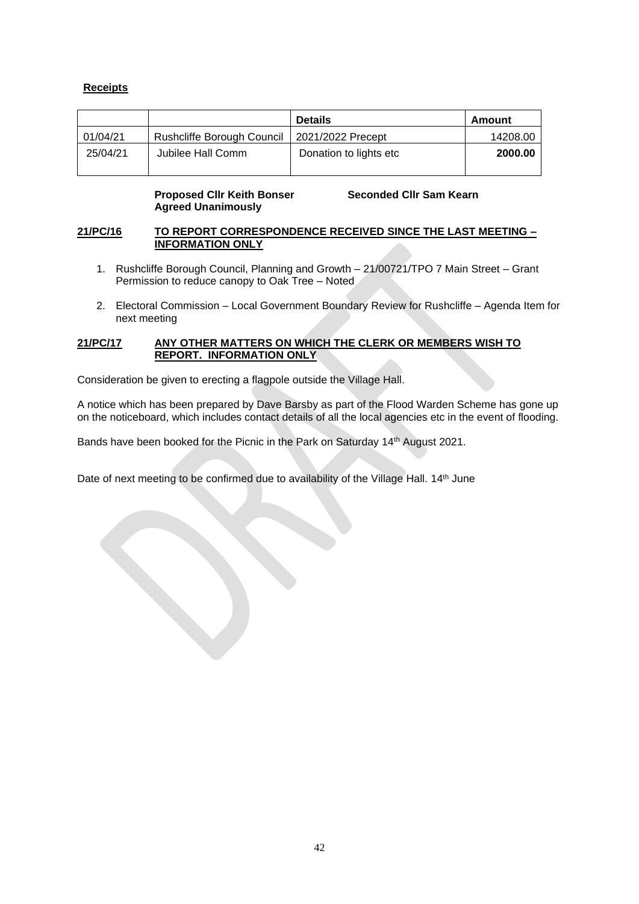**Receipts**

| | | Details | Amount |
|---|---|---|---|
| 01/04/21 | Rushcliffe Borough Council | 2021/2022 Precept | 14208.00 |
| 25/04/21 | Jubilee Hall Comm | Donation to lights etc | **2000.00** |

**Proposed Cllr Keith Bonser** **Seconded Cllr Sam Kearn**
**Agreed Unanimously**

## 21/PC/16 TO REPORT CORRESPONDENCE RECEIVED SINCE THE LAST MEETING – INFORMATION ONLY

1. Rushcliffe Borough Council, Planning and Growth – 21/00721/TPO 7 Main Street – Grant Permission to reduce canopy to Oak Tree – Noted
2. Electoral Commission – Local Government Boundary Review for Rushcliffe – Agenda Item for next meeting

## 21/PC/17 ANY OTHER MATTERS ON WHICH THE CLERK OR MEMBERS WISH TO REPORT. INFORMATION ONLY

Consideration be given to erecting a flagpole outside the Village Hall.

A notice which has been prepared by Dave Barsby as part of the Flood Warden Scheme has gone up on the noticeboard, which includes contact details of all the local agencies etc in the event of flooding.

Bands have been booked for the Picnic in the Park on Saturday 14th August 2021.

Date of next meeting to be confirmed due to availability of the Village Hall. 14th June